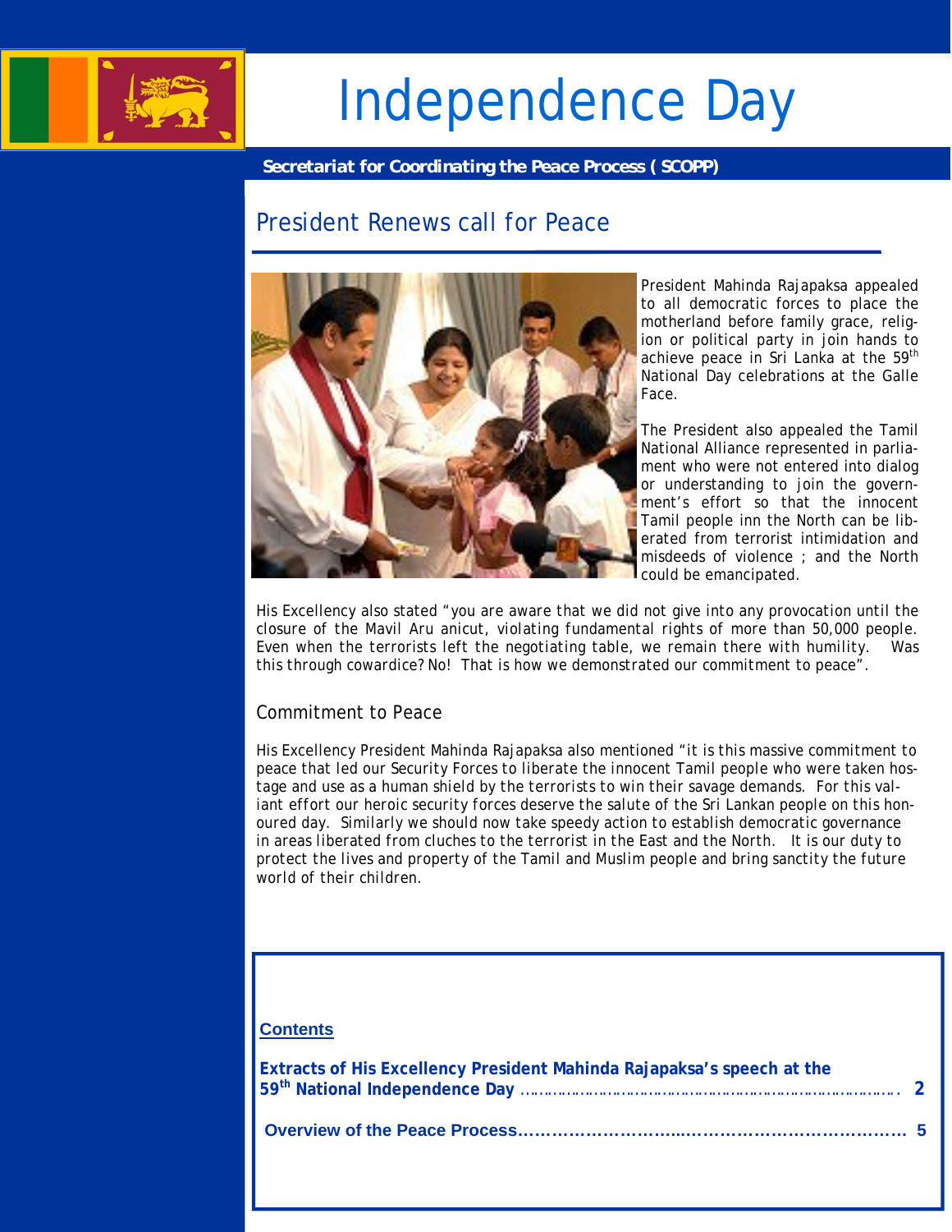# Independence Day

**Secretariat for Coordinating the Peace Process ( SCOPP)**

## President Renews call for Peace

President Mahinda Rajapaksa appealed to all democratic forces to place the motherland before family grace, religion or political party in join hands to achieve peace in Sri Lanka at the 59th National Day celebrations at the Galle Face.

The President also appealed the Tamil National Alliance represented in parliament who were not entered into dialog or understanding to join the government's effort so that the innocent Tamil people inn the North can be liberated from terrorist intimidation and misdeeds of violence ; and the North could be emancipated.

His Excellency also stated "you are aware that we did not give into any provocation until the closure of the Mavil Aru anicut, violating fundamental rights of more than 50,000 people. Even when the terrorists left the negotiating table, we remain there with humility. Was this through cowardice? No! That is how we demonstrated our commitment to peace".

### Commitment to Peace

His Excellency President Mahinda Rajapaksa also mentioned "it is this massive commitment to peace that led our Security Forces to liberate the innocent Tamil people who were taken hostage and use as a human shield by the terrorists to win their savage demands. For this valiant effort our heroic security forces deserve the salute of the Sri Lankan people on this honoured day. Similarly we should now take speedy action to establish democratic governance in areas liberated from cluches to the terrorist in the East and the North. It is our duty to protect the lives and property of the Tamil and Muslim people and bring sanctity the future world of their children.

**Contents**

**Extracts of His Excellency President Mahinda Rajapaksa's speech at the 59th National Independence Day** .......................................................................... **2**

**Overview of the Peace Process**.................................................................. **5**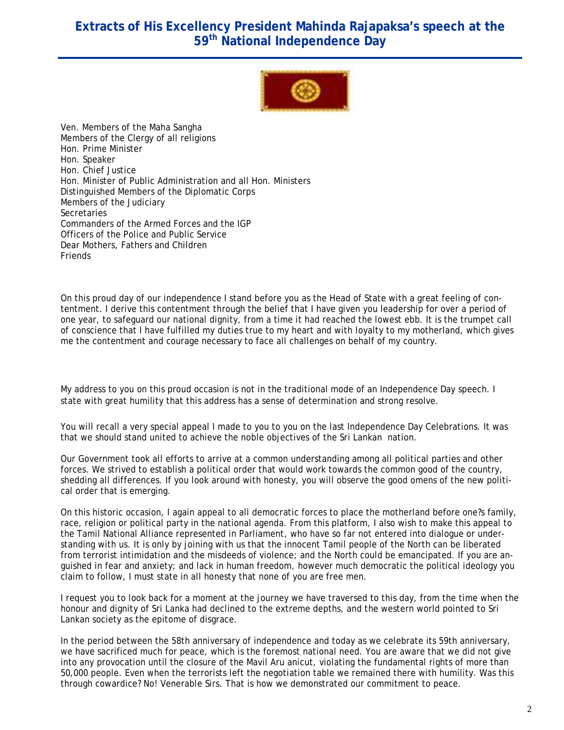# Extracts of His Excellency President Mahinda Rajapaksa's speech at the 59th National Independence Day

Ven. Members of the Maha Sangha
Members of the Clergy of all religions
Hon. Prime Minister
Hon. Speaker
Hon. Chief Justice
Hon. Minister of Public Administration and all Hon. Ministers
Distinguished Members of the Diplomatic Corps
Members of the Judiciary
Secretaries
Commanders of the Armed Forces and the IGP
Officers of the Police and Public Service
Dear Mothers, Fathers and Children
Friends

On this proud day of our independence I stand before you as the Head of State with a great feeling of contentment. I derive this contentment through the belief that I have given you leadership for over a period of one year, to safeguard our national dignity, from a time it had reached the lowest ebb. It is the trumpet call of conscience that I have fulfilled my duties true to my heart and with loyalty to my motherland, which gives me the contentment and courage necessary to face all challenges on behalf of my country.

My address to you on this proud occasion is not in the traditional mode of an Independence Day speech. I state with great humility that this address has a sense of determination and strong resolve.

You will recall a very special appeal I made to you to you on the last Independence Day Celebrations. It was that we should stand united to achieve the noble objectives of the Sri Lankan nation.

Our Government took all efforts to arrive at a common understanding among all political parties and other forces. We strived to establish a political order that would work towards the common good of the country, shedding all differences. If you look around with honesty, you will observe the good omens of the new political order that is emerging.

On this historic occasion, I again appeal to all democratic forces to place the motherland before one?s family, race, religion or political party in the national agenda. From this platform, I also wish to make this appeal to the Tamil National Alliance represented in Parliament, who have so far not entered into dialogue or understanding with us. It is only by joining with us that the innocent Tamil people of the North can be liberated from terrorist intimidation and the misdeeds of violence; and the North could be emancipated. If you are anguished in fear and anxiety; and lack in human freedom, however much democratic the political ideology you claim to follow, I must state in all honesty that none of you are free men.

I request you to look back for a moment at the journey we have traversed to this day, from the time when the honour and dignity of Sri Lanka had declined to the extreme depths, and the western world pointed to Sri Lankan society as the epitome of disgrace.

In the period between the 58th anniversary of independence and today as we celebrate its 59th anniversary, we have sacrificed much for peace, which is the foremost national need. You are aware that we did not give into any provocation until the closure of the Mavil Aru anicut, violating the fundamental rights of more than 50,000 people. Even when the terrorists left the negotiation table we remained there with humility. Was this through cowardice? No! Venerable Sirs. That is how we demonstrated our commitment to peace.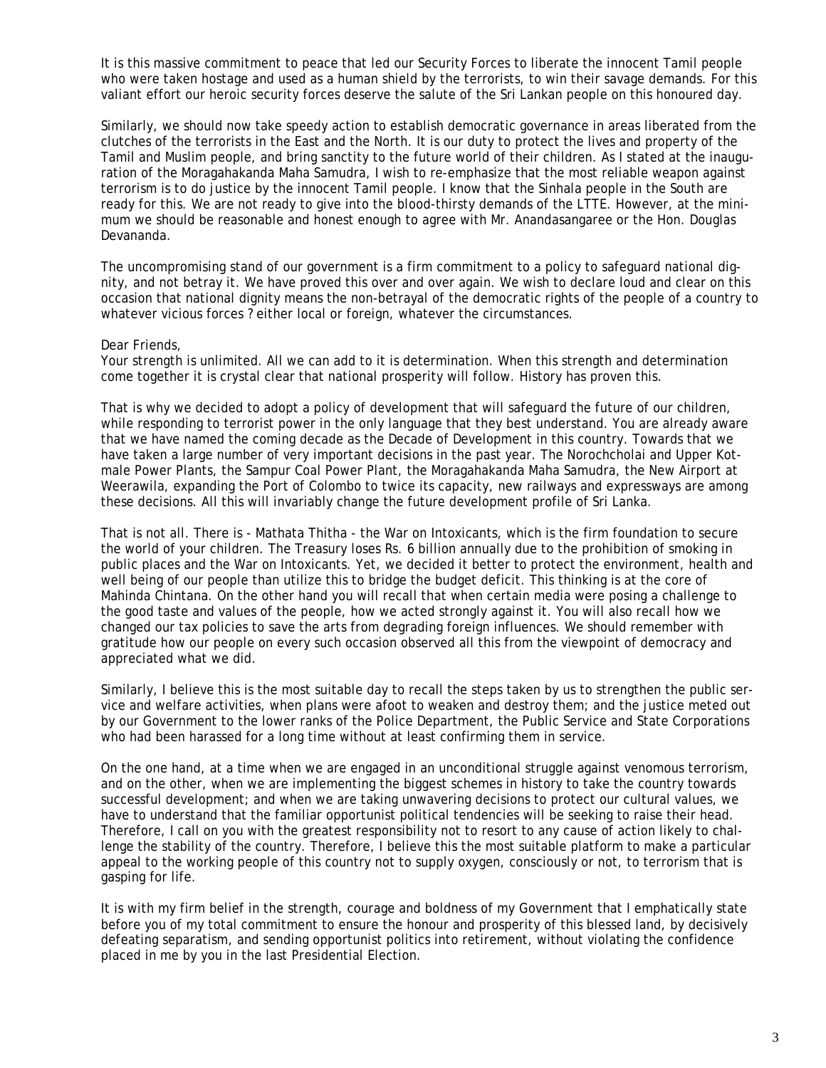It is this massive commitment to peace that led our Security Forces to liberate the innocent Tamil people who were taken hostage and used as a human shield by the terrorists, to win their savage demands. For this valiant effort our heroic security forces deserve the salute of the Sri Lankan people on this honoured day.

Similarly, we should now take speedy action to establish democratic governance in areas liberated from the clutches of the terrorists in the East and the North. It is our duty to protect the lives and property of the Tamil and Muslim people, and bring sanctity to the future world of their children. As I stated at the inauguration of the Moragahakanda Maha Samudra, I wish to re-emphasize that the most reliable weapon against terrorism is to do justice by the innocent Tamil people. I know that the Sinhala people in the South are ready for this. We are not ready to give into the blood-thirsty demands of the LTTE. However, at the minimum we should be reasonable and honest enough to agree with Mr. Anandasangaree or the Hon. Douglas Devananda.

The uncompromising stand of our government is a firm commitment to a policy to safeguard national dignity, and not betray it. We have proved this over and over again. We wish to declare loud and clear on this occasion that national dignity means the non-betrayal of the democratic rights of the people of a country to whatever vicious forces ? either local or foreign, whatever the circumstances.

Dear Friends,
Your strength is unlimited. All we can add to it is determination. When this strength and determination come together it is crystal clear that national prosperity will follow. History has proven this.

That is why we decided to adopt a policy of development that will safeguard the future of our children, while responding to terrorist power in the only language that they best understand. You are already aware that we have named the coming decade as the Decade of Development in this country. Towards that we have taken a large number of very important decisions in the past year. The Norochcholai and Upper Kotmale Power Plants, the Sampur Coal Power Plant, the Moragahakanda Maha Samudra, the New Airport at Weerawila, expanding the Port of Colombo to twice its capacity, new railways and expressways are among these decisions. All this will invariably change the future development profile of Sri Lanka.

That is not all. There is - Mathata Thitha - the War on Intoxicants, which is the firm foundation to secure the world of your children. The Treasury loses Rs. 6 billion annually due to the prohibition of smoking in public places and the War on Intoxicants. Yet, we decided it better to protect the environment, health and well being of our people than utilize this to bridge the budget deficit. This thinking is at the core of Mahinda Chintana. On the other hand you will recall that when certain media were posing a challenge to the good taste and values of the people, how we acted strongly against it. You will also recall how we changed our tax policies to save the arts from degrading foreign influences. We should remember with gratitude how our people on every such occasion observed all this from the viewpoint of democracy and appreciated what we did.

Similarly, I believe this is the most suitable day to recall the steps taken by us to strengthen the public service and welfare activities, when plans were afoot to weaken and destroy them; and the justice meted out by our Government to the lower ranks of the Police Department, the Public Service and State Corporations who had been harassed for a long time without at least confirming them in service.

On the one hand, at a time when we are engaged in an unconditional struggle against venomous terrorism, and on the other, when we are implementing the biggest schemes in history to take the country towards successful development; and when we are taking unwavering decisions to protect our cultural values, we have to understand that the familiar opportunist political tendencies will be seeking to raise their head. Therefore, I call on you with the greatest responsibility not to resort to any cause of action likely to challenge the stability of the country. Therefore, I believe this the most suitable platform to make a particular appeal to the working people of this country not to supply oxygen, consciously or not, to terrorism that is gasping for life.

It is with my firm belief in the strength, courage and boldness of my Government that I emphatically state before you of my total commitment to ensure the honour and prosperity of this blessed land, by decisively defeating separatism, and sending opportunist politics into retirement, without violating the confidence placed in me by you in the last Presidential Election.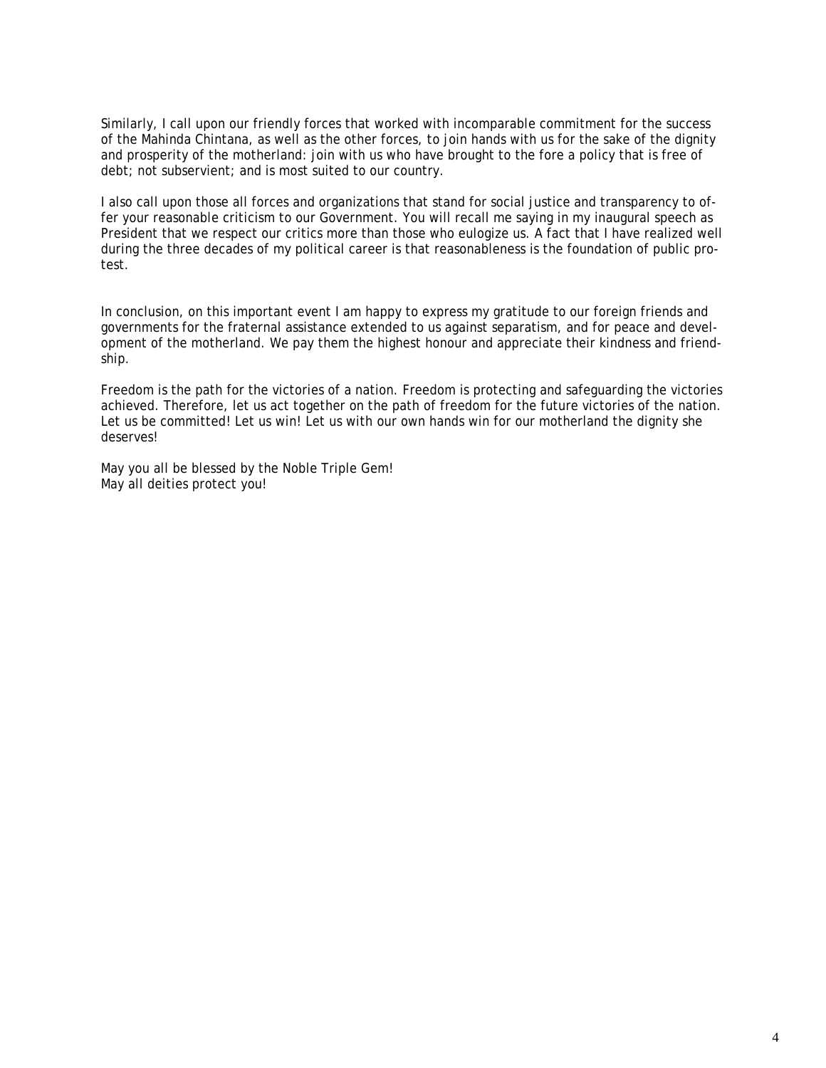Similarly, I call upon our friendly forces that worked with incomparable commitment for the success of the Mahinda Chintana, as well as the other forces, to join hands with us for the sake of the dignity and prosperity of the motherland: join with us who have brought to the fore a policy that is free of debt; not subservient; and is most suited to our country.

I also call upon those all forces and organizations that stand for social justice and transparency to offer your reasonable criticism to our Government. You will recall me saying in my inaugural speech as President that we respect our critics more than those who eulogize us. A fact that I have realized well during the three decades of my political career is that reasonableness is the foundation of public protest.

In conclusion, on this important event I am happy to express my gratitude to our foreign friends and governments for the fraternal assistance extended to us against separatism, and for peace and development of the motherland. We pay them the highest honour and appreciate their kindness and friendship.

Freedom is the path for the victories of a nation. Freedom is protecting and safeguarding the victories achieved. Therefore, let us act together on the path of freedom for the future victories of the nation. Let us be committed! Let us win! Let us with our own hands win for our motherland the dignity she deserves!

May you all be blessed by the Noble Triple Gem!
May all deities protect you!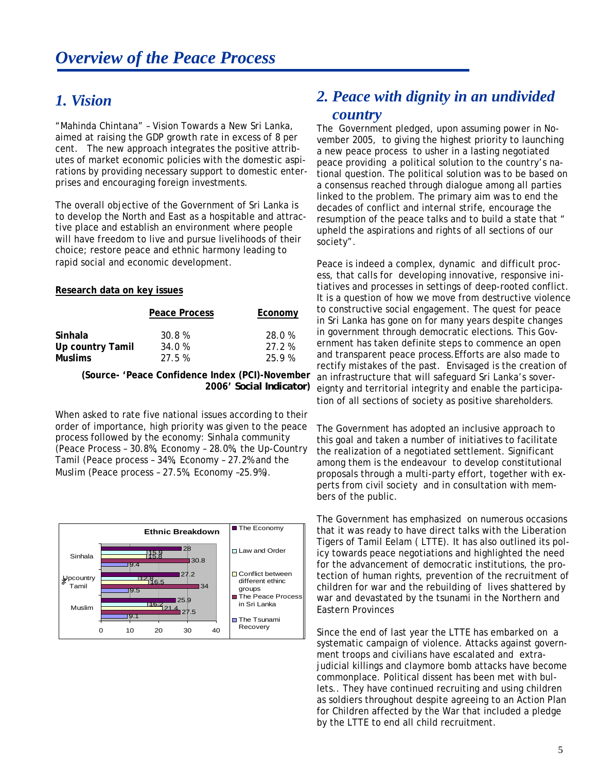// Overview of the Peace Process

# Overview of the Peace Process

## 1. Vision

"Mahinda Chintana" – Vision Towards a New Sri Lanka, aimed at raising the GDP growth rate in excess of 8 per cent. The new approach integrates the positive attributes of market economic policies with the domestic aspirations by providing necessary support to domestic enterprises and encouraging foreign investments.

The overall objective of the Government of Sri Lanka is to develop the North and East as a hospitable and attractive place and establish an environment where people will have freedom to live and pursue livelihoods of their choice; restore peace and ethnic harmony leading to rapid social and economic development.

**Research data on key issues**

| | Peace Process | Economy |
|---|---|---|
| **Sinhala** | 30.8 % | 28.0 % |
| **Up country Tamil** | 34.0 % | 27.2 % |
| **Muslims** | 27.5 % | 25.9 % |

**(Source- 'Peace Confidence Index (PCI)-November 2006' Social Indicator)**

When asked to rate five national issues according to their order of importance, high priority was given to the peace process followed by the economy: Sinhala community (Peace Process – 30.8%, Economy – 28.0%, the Up-Country Tamil (Peace process – 34%, Economy – 27.2% and the Muslim (Peace process – 27.5%, Economy –25.9%).

**Ethnic Breakdown** (%)

| | The Economy | Law and Order | Conflict between different ethinc groups | The Peace Process in Sri Lanka | The Tsunami Recovery |
|---|---|---|---|---|---|
| Sinhala | 28 | 15.9 | 15.8 | 30.8 | 9.4 |
| Upcountry Tamil | 27.2 | 12.8 | 16.5 | 34 | 9.5 |
| Muslim | 25.9 | 16.2 | 21.4 | 27.5 | 9.1 |

## 2. Peace with dignity in an undivided country

The Government pledged, upon assuming power in November 2005, to giving the highest priority to launching a new peace process to usher in a lasting negotiated peace providing a political solution to the country's national question. The political solution was to be based on a consensus reached through dialogue among all parties linked to the problem. The primary aim was to end the decades of conflict and internal strife, encourage the resumption of the peace talks and to build a state that " upheld the aspirations and rights of all sections of our society".

Peace is indeed a complex, dynamic and difficult process, that calls for developing innovative, responsive initiatives and processes in settings of deep-rooted conflict. It is a question of how we move from destructive violence to constructive social engagement. The quest for peace in Sri Lanka has gone on for many years despite changes in government through democratic elections. This Government has taken definite steps to commence an open and transparent peace process. Efforts are also made to rectify mistakes of the past. Envisaged is the creation of an infrastructure that will safeguard Sri Lanka's sovereignty and territorial integrity and enable the participation of all sections of society as positive shareholders.

The Government has adopted an inclusive approach to this goal and taken a number of initiatives to facilitate the realization of a negotiated settlement. Significant among them is the endeavour to develop constitutional proposals through a multi-party effort, together with experts from civil society and in consultation with members of the public.

The Government has emphasized on numerous occasions that it was ready to have direct talks with the Liberation Tigers of Tamil Eelam ( LTTE). It has also outlined its policy towards peace negotiations and highlighted the need for the advancement of democratic institutions, the protection of human rights, prevention of the recruitment of children for war and the rebuilding of lives shattered by war and devastated by the tsunami in the Northern and Eastern Provinces

Since the end of last year the LTTE has embarked on a systematic campaign of violence. Attacks against government troops and civilians have escalated and extra-judicial killings and claymore bomb attacks have become commonplace. Political dissent has been met with bullets.. They have continued recruiting and using children as soldiers throughout despite agreeing to an Action Plan for Children affected by the War that included a pledge by the LTTE to end all child recruitment.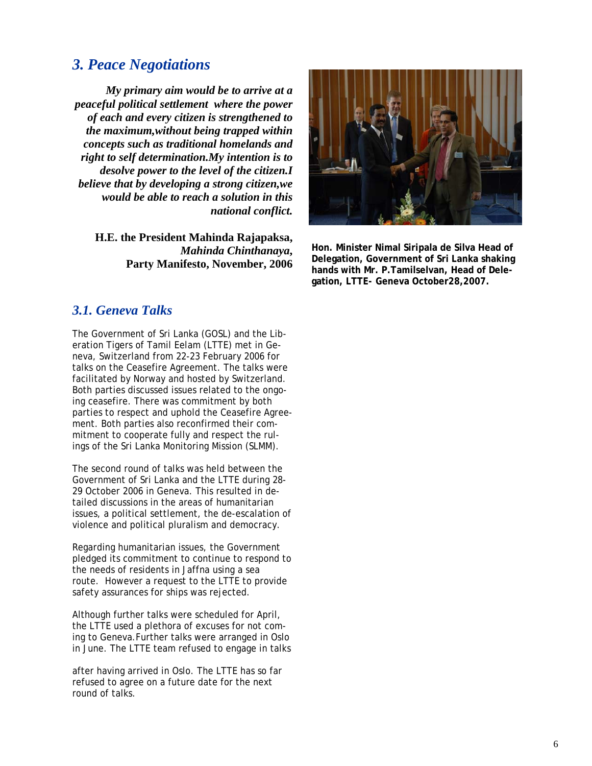## 3. Peace Negotiations

***My primary aim would be to arrive at a peaceful political settlement where the power of each and every citizen is strengthened to the maximum,without being trapped within concepts such as traditional homelands and right to self determination.My intention is to desolve power to the level of the citizen.I believe that by developing a strong citizen,we would be able to reach a solution in this national conflict.***

**H.E. the President Mahinda Rajapaksa,**
***Mahinda Chinthanaya*****,**
**Party Manifesto, November, 2006**

**Hon. Minister Nimal Siripala de Silva Head of Delegation, Government of Sri Lanka shaking hands with Mr. P.Tamilselvan, Head of Delegation, LTTE- Geneva October28,2007.**

### 3.1. Geneva Talks

The Government of Sri Lanka (GOSL) and the Liberation Tigers of Tamil Eelam (LTTE) met in Geneva, Switzerland from 22-23 February 2006 for talks on the Ceasefire Agreement. The talks were facilitated by Norway and hosted by Switzerland. Both parties discussed issues related to the ongoing ceasefire. There was commitment by both parties to respect and uphold the Ceasefire Agreement. Both parties also reconfirmed their commitment to cooperate fully and respect the rulings of the Sri Lanka Monitoring Mission (SLMM).

The second round of talks was held between the Government of Sri Lanka and the LTTE during 28-29 October 2006 in Geneva. This resulted in detailed discussions in the areas of humanitarian issues, a political settlement, the de-escalation of violence and political pluralism and democracy.

Regarding humanitarian issues, the Government pledged its commitment to continue to respond to the needs of residents in Jaffna using a sea route. However a request to the LTTE to provide safety assurances for ships was rejected.

Although further talks were scheduled for April, the LTTE used a plethora of excuses for not coming to Geneva.Further talks were arranged in Oslo in June. The LTTE team refused to engage in talks after having arrived in Oslo. The LTTE has so far refused to agree on a future date for the next round of talks.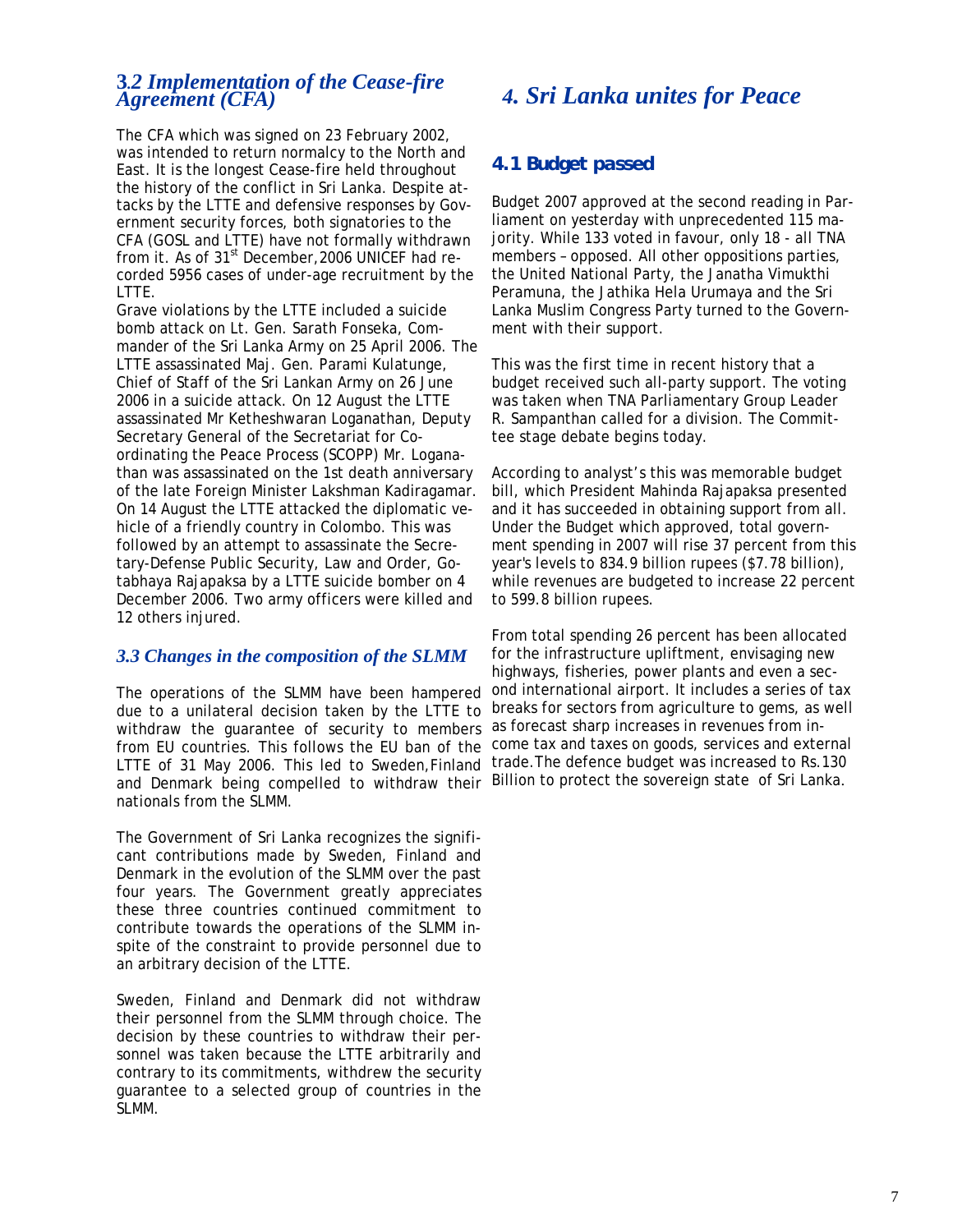## 3.2 Implementation of the Cease-fire Agreement (CFA)

The CFA which was signed on 23 February 2002, was intended to return normalcy to the North and East. It is the longest Cease-fire held throughout the history of the conflict in Sri Lanka. Despite attacks by the LTTE and defensive responses by Government security forces, both signatories to the CFA (GOSL and LTTE) have not formally withdrawn from it. As of 31st December, 2006 UNICEF had recorded 5956 cases of under-age recruitment by the LTTE.

Grave violations by the LTTE included a suicide bomb attack on Lt. Gen. Sarath Fonseka, Commander of the Sri Lanka Army on 25 April 2006. The LTTE assassinated Maj. Gen. Parami Kulatunge, Chief of Staff of the Sri Lankan Army on 26 June 2006 in a suicide attack. On 12 August the LTTE assassinated Mr Ketheshwaran Loganathan, Deputy Secretary General of the Secretariat for Co-ordinating the Peace Process (SCOPP) Mr. Loganathan was assassinated on the 1st death anniversary of the late Foreign Minister Lakshman Kadiragamar. On 14 August the LTTE attacked the diplomatic vehicle of a friendly country in Colombo. This was followed by an attempt to assassinate the Secretary-Defense Public Security, Law and Order, Gotabhaya Rajapaksa by a LTTE suicide bomber on 4 December 2006. Two army officers were killed and 12 others injured.

### 3.3 Changes in the composition of the SLMM

The operations of the SLMM have been hampered due to a unilateral decision taken by the LTTE to withdraw the guarantee of security to members from EU countries. This follows the EU ban of the LTTE of 31 May 2006. This led to Sweden, Finland and Denmark being compelled to withdraw their nationals from the SLMM.

The Government of Sri Lanka recognizes the significant contributions made by Sweden, Finland and Denmark in the evolution of the SLMM over the past four years. The Government greatly appreciates these three countries continued commitment to contribute towards the operations of the SLMM inspite of the constraint to provide personnel due to an arbitrary decision of the LTTE.

Sweden, Finland and Denmark did not withdraw their personnel from the SLMM through choice. The decision by these countries to withdraw their personnel was taken because the LTTE arbitrarily and contrary to its commitments, withdrew the security guarantee to a selected group of countries in the SLMM.

# 4. Sri Lanka unites for Peace

## 4.1 Budget passed

Budget 2007 approved at the second reading in Parliament on yesterday with unprecedented 115 majority. While 133 voted in favour, only 18 - all TNA members – opposed. All other oppositions parties, the United National Party, the Janatha Vimukthi Peramuna, the Jathika Hela Urumaya and the Sri Lanka Muslim Congress Party turned to the Government with their support.

This was the first time in recent history that a budget received such all-party support. The voting was taken when TNA Parliamentary Group Leader R. Sampanthan called for a division. The Committee stage debate begins today.

According to analyst's this was memorable budget bill, which President Mahinda Rajapaksa presented and it has succeeded in obtaining support from all. Under the Budget which approved, total government spending in 2007 will rise 37 percent from this year's levels to 834.9 billion rupees ($7.78 billion), while revenues are budgeted to increase 22 percent to 599.8 billion rupees.

From total spending 26 percent has been allocated for the infrastructure upliftment, envisaging new highways, fisheries, power plants and even a second international airport. It includes a series of tax breaks for sectors from agriculture to gems, as well as forecast sharp increases in revenues from income tax and taxes on goods, services and external trade.The defence budget was increased to Rs.130 Billion to protect the sovereign state of Sri Lanka.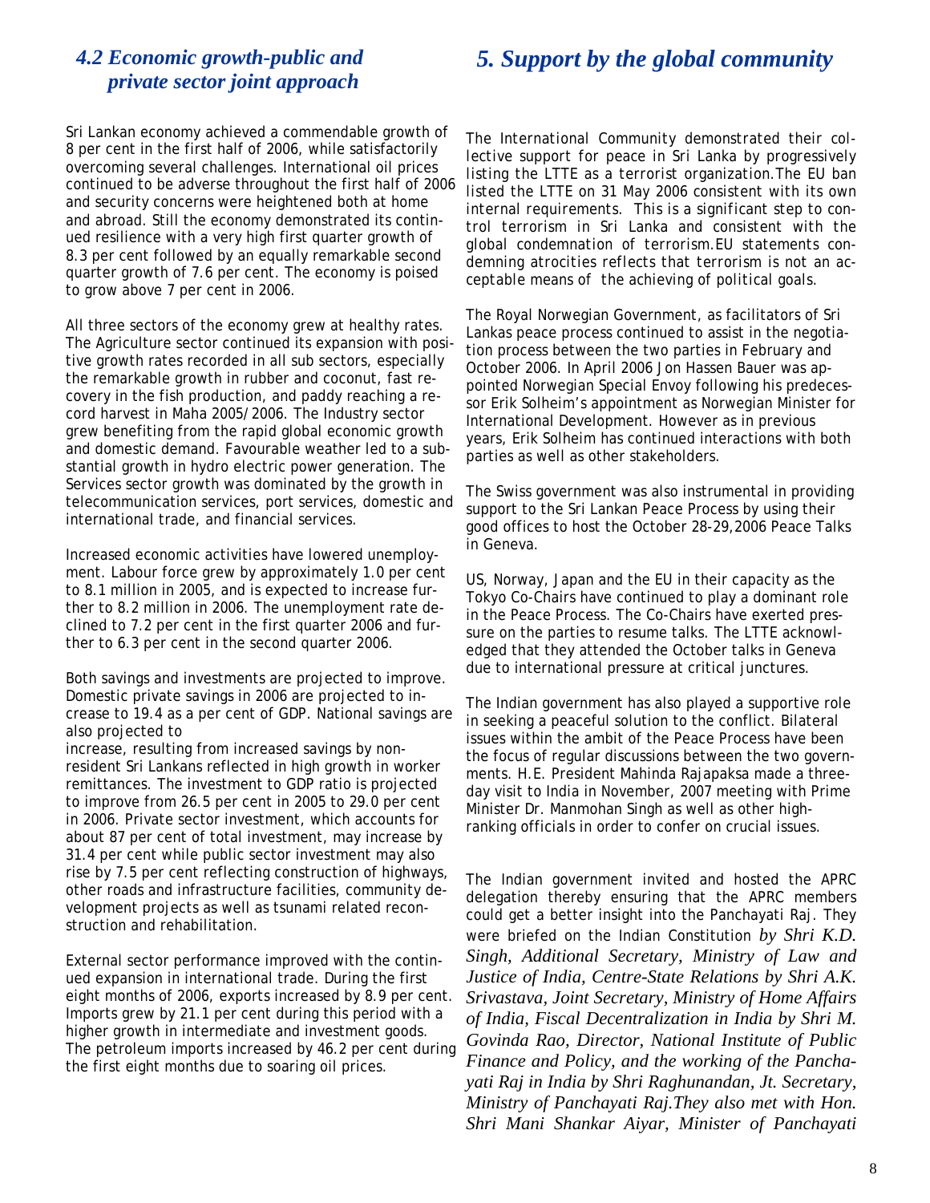## *4.2 Economic growth-public and private sector joint approach*

Sri Lankan economy achieved a commendable growth of 8 per cent in the first half of 2006, while satisfactorily overcoming several challenges. International oil prices continued to be adverse throughout the first half of 2006 and security concerns were heightened both at home and abroad. Still the economy demonstrated its continued resilience with a very high first quarter growth of 8.3 per cent followed by an equally remarkable second quarter growth of 7.6 per cent. The economy is poised to grow above 7 per cent in 2006.

All three sectors of the economy grew at healthy rates. The Agriculture sector continued its expansion with positive growth rates recorded in all sub sectors, especially the remarkable growth in rubber and coconut, fast recovery in the fish production, and paddy reaching a record harvest in Maha 2005/2006. The Industry sector grew benefiting from the rapid global economic growth and domestic demand. Favourable weather led to a substantial growth in hydro electric power generation. The Services sector growth was dominated by the growth in telecommunication services, port services, domestic and international trade, and financial services.

Increased economic activities have lowered unemployment. Labour force grew by approximately 1.0 per cent to 8.1 million in 2005, and is expected to increase further to 8.2 million in 2006. The unemployment rate declined to 7.2 per cent in the first quarter 2006 and further to 6.3 per cent in the second quarter 2006.

Both savings and investments are projected to improve. Domestic private savings in 2006 are projected to increase to 19.4 as a per cent of GDP. National savings are also projected to increase, resulting from increased savings by non-resident Sri Lankans reflected in high growth in worker remittances. The investment to GDP ratio is projected to improve from 26.5 per cent in 2005 to 29.0 per cent in 2006. Private sector investment, which accounts for about 87 per cent of total investment, may increase by 31.4 per cent while public sector investment may also rise by 7.5 per cent reflecting construction of highways, other roads and infrastructure facilities, community development projects as well as tsunami related reconstruction and rehabilitation.

External sector performance improved with the continued expansion in international trade. During the first eight months of 2006, exports increased by 8.9 per cent. Imports grew by 21.1 per cent during this period with a higher growth in intermediate and investment goods. The petroleum imports increased by 46.2 per cent during the first eight months due to soaring oil prices.

# *5. Support by the global community*

The International Community demonstrated their collective support for peace in Sri Lanka by progressively listing the LTTE as a terrorist organization.The EU ban listed the LTTE on 31 May 2006 consistent with its own internal requirements. This is a significant step to control terrorism in Sri Lanka and consistent with the global condemnation of terrorism.EU statements condemning atrocities reflects that terrorism is not an acceptable means of the achieving of political goals.

The Royal Norwegian Government, as facilitators of Sri Lankas peace process continued to assist in the negotiation process between the two parties in February and October 2006. In April 2006 Jon Hassen Bauer was appointed Norwegian Special Envoy following his predecessor Erik Solheim's appointment as Norwegian Minister for International Development. However as in previous years, Erik Solheim has continued interactions with both parties as well as other stakeholders.

The Swiss government was also instrumental in providing support to the Sri Lankan Peace Process by using their good offices to host the October 28-29,2006 Peace Talks in Geneva.

US, Norway, Japan and the EU in their capacity as the Tokyo Co-Chairs have continued to play a dominant role in the Peace Process. The Co-Chairs have exerted pressure on the parties to resume talks. The LTTE acknowledged that they attended the October talks in Geneva due to international pressure at critical junctures.

The Indian government has also played a supportive role in seeking a peaceful solution to the conflict. Bilateral issues within the ambit of the Peace Process have been the focus of regular discussions between the two governments. H.E. President Mahinda Rajapaksa made a three-day visit to India in November, 2007 meeting with Prime Minister Dr. Manmohan Singh as well as other high-ranking officials in order to confer on crucial issues.

The Indian government invited and hosted the APRC delegation thereby ensuring that the APRC members could get a better insight into the Panchayati Raj. They were briefed on the Indian Constitution *by Shri K.D. Singh, Additional Secretary, Ministry of Law and Justice of India, Centre-State Relations by Shri A.K. Srivastava, Joint Secretary, Ministry of Home Affairs of India, Fiscal Decentralization in India by Shri M. Govinda Rao, Director, National Institute of Public Finance and Policy, and the working of the Panchayati Raj in India by Shri Raghunandan, Jt. Secretary, Ministry of Panchayati Raj.They also met with Hon. Shri Mani Shankar Aiyar, Minister of Panchayati*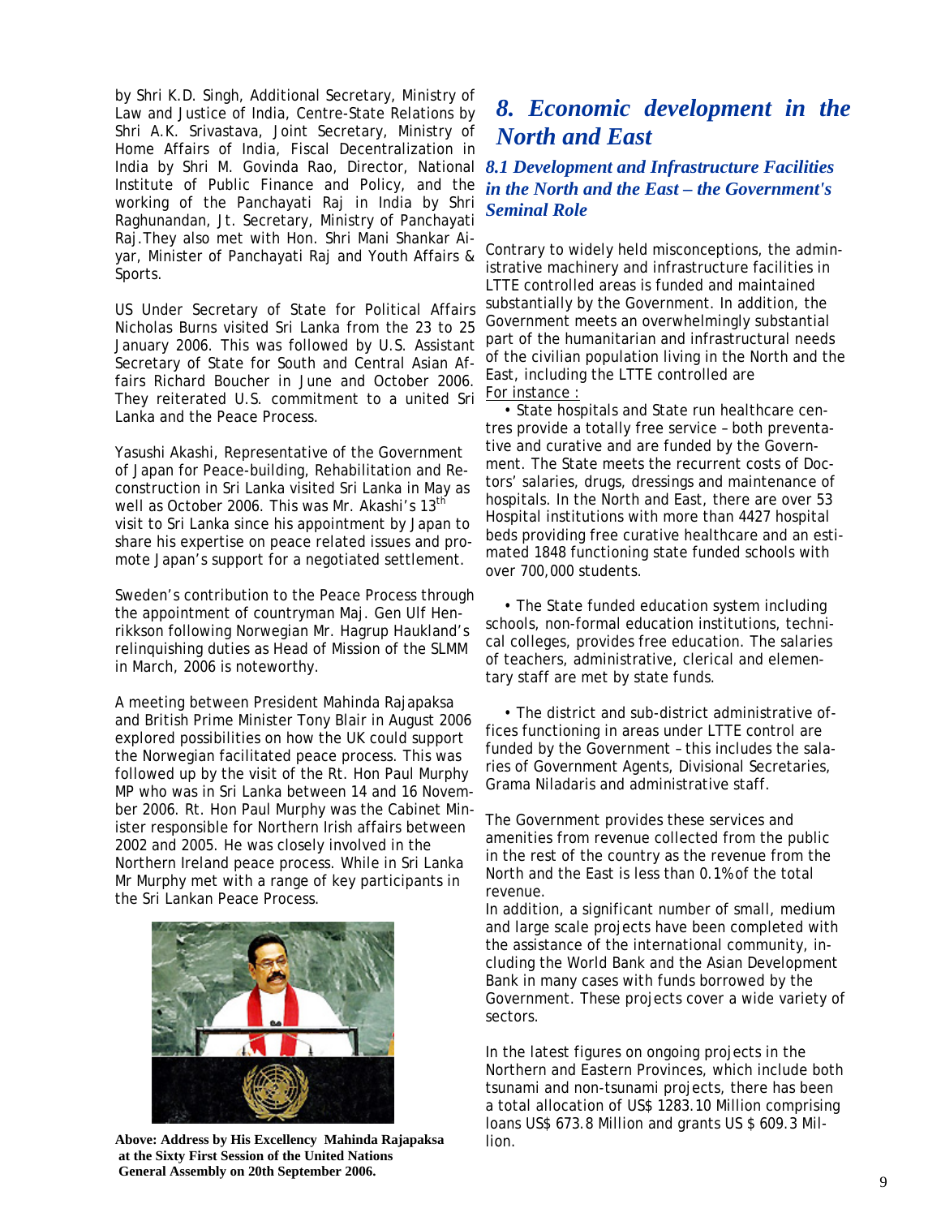by Shri K.D. Singh, Additional Secretary, Ministry of Law and Justice of India, Centre-State Relations by Shri A.K. Srivastava, Joint Secretary, Ministry of Home Affairs of India, Fiscal Decentralization in India by Shri M. Govinda Rao, Director, National Institute of Public Finance and Policy, and the working of the Panchayati Raj in India by Shri Raghunandan, Jt. Secretary, Ministry of Panchayati Raj.They also met with Hon. Shri Mani Shankar Aiyar, Minister of Panchayati Raj and Youth Affairs & Sports.

US Under Secretary of State for Political Affairs Nicholas Burns visited Sri Lanka from the 23 to 25 January 2006. This was followed by U.S. Assistant Secretary of State for South and Central Asian Affairs Richard Boucher in June and October 2006. They reiterated U.S. commitment to a united Sri Lanka and the Peace Process.

Yasushi Akashi, Representative of the Government of Japan for Peace-building, Rehabilitation and Reconstruction in Sri Lanka visited Sri Lanka in May as well as October 2006. This was Mr. Akashi's 13th visit to Sri Lanka since his appointment by Japan to share his expertise on peace related issues and promote Japan's support for a negotiated settlement.

Sweden's contribution to the Peace Process through the appointment of countryman Maj. Gen Ulf Henrikkson following Norwegian Mr. Hagrup Haukland's relinquishing duties as Head of Mission of the SLMM in March, 2006 is noteworthy.

A meeting between President Mahinda Rajapaksa and British Prime Minister Tony Blair in August 2006 explored possibilities on how the UK could support the Norwegian facilitated peace process. This was followed up by the visit of the Rt. Hon Paul Murphy MP who was in Sri Lanka between 14 and 16 November 2006. Rt. Hon Paul Murphy was the Cabinet Minister responsible for Northern Irish affairs between 2002 and 2005. He was closely involved in the Northern Ireland peace process. While in Sri Lanka Mr Murphy met with a range of key participants in the Sri Lankan Peace Process.

**Above: Address by His Excellency Mahinda Rajapaksa at the Sixty First Session of the United Nations General Assembly on 20th September 2006.**

# *8. Economic development in the North and East*

## *8.1 Development and Infrastructure Facilities in the North and the East – the Government's Seminal Role*

Contrary to widely held misconceptions, the administrative machinery and infrastructure facilities in LTTE controlled areas is funded and maintained substantially by the Government. In addition, the Government meets an overwhelmingly substantial part of the humanitarian and infrastructural needs of the civilian population living in the North and the East, including the LTTE controlled are

For instance :

- State hospitals and State run healthcare centres provide a totally free service – both preventative and curative and are funded by the Government. The State meets the recurrent costs of Doctors' salaries, drugs, dressings and maintenance of hospitals. In the North and East, there are over 53 Hospital institutions with more than 4427 hospital beds providing free curative healthcare and an estimated 1848 functioning state funded schools with over 700,000 students.

- The State funded education system including schools, non-formal education institutions, technical colleges, provides free education. The salaries of teachers, administrative, clerical and elementary staff are met by state funds.

- The district and sub-district administrative offices functioning in areas under LTTE control are funded by the Government – this includes the salaries of Government Agents, Divisional Secretaries, Grama Niladaris and administrative staff.

The Government provides these services and amenities from revenue collected from the public in the rest of the country as the revenue from the North and the East is less than 0.1% of the total revenue.

In addition, a significant number of small, medium and large scale projects have been completed with the assistance of the international community, including the World Bank and the Asian Development Bank in many cases with funds borrowed by the Government. These projects cover a wide variety of sectors.

In the latest figures on ongoing projects in the Northern and Eastern Provinces, which include both tsunami and non-tsunami projects, there has been a total allocation of US$ 1283.10 Million comprising loans US$ 673.8 Million and grants US $ 609.3 Million.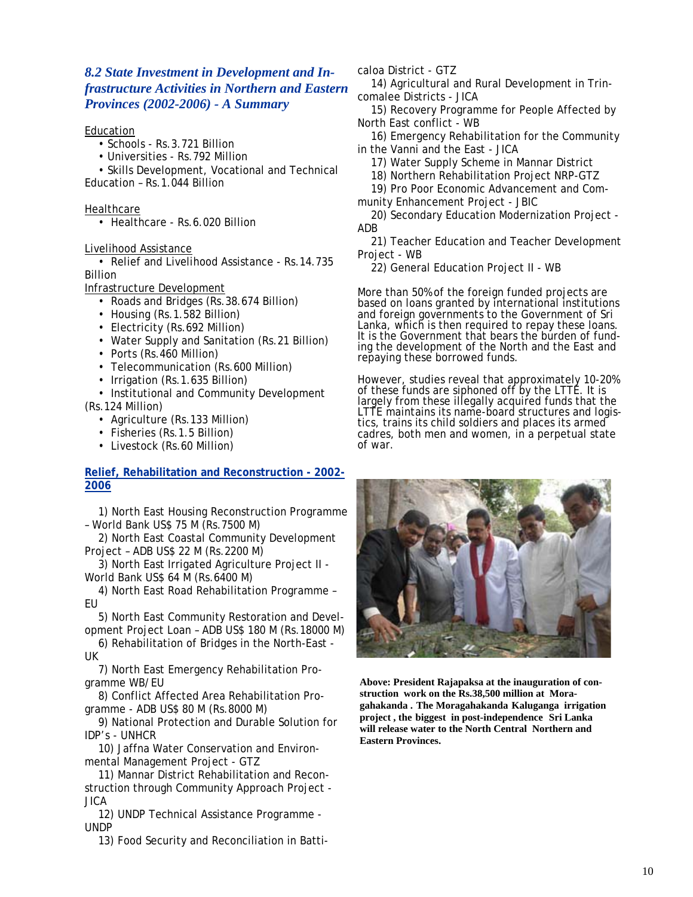### *8.2 State Investment in Development and Infrastructure Activities in Northern and Eastern Provinces (2002-2006) - A Summary*

Education

- Schools - Rs.3.721 Billion
- Universities - Rs.792 Million
- Skills Development, Vocational and Technical Education – Rs.1.044 Billion

Healthcare

- Healthcare - Rs.6.020 Billion

Livelihood Assistance

- Relief and Livelihood Assistance - Rs.14.735 Billion

Infrastructure Development

- Roads and Bridges (Rs.38.674 Billion)
- Housing (Rs.1.582 Billion)
- Electricity (Rs.692 Million)
- Water Supply and Sanitation (Rs.21 Billion)
- Ports (Rs.460 Million)
- Telecommunication (Rs.600 Million)
- Irrigation (Rs.1.635 Billion)
- Institutional and Community Development (Rs.124 Million)
- Agriculture (Rs.133 Million)
- Fisheries (Rs.1.5 Billion)
- Livestock (Rs.60 Million)

**Relief, Rehabilitation and Reconstruction - 2002-2006**

1) North East Housing Reconstruction Programme – World Bank US$ 75 M (Rs.7500 M)
2) North East Coastal Community Development Project – ADB US$ 22 M (Rs.2200 M)
3) North East Irrigated Agriculture Project II - World Bank US$ 64 M (Rs.6400 M)
4) North East Road Rehabilitation Programme – EU
5) North East Community Restoration and Development Project Loan – ADB US$ 180 M (Rs.18000 M)
6) Rehabilitation of Bridges in the North-East - UK
7) North East Emergency Rehabilitation Programme WB/EU
8) Conflict Affected Area Rehabilitation Programme - ADB US$ 80 M (Rs.8000 M)
9) National Protection and Durable Solution for IDP's - UNHCR
10) Jaffna Water Conservation and Environmental Management Project - GTZ
11) Mannar District Rehabilitation and Reconstruction through Community Approach Project - JICA
12) UNDP Technical Assistance Programme - UNDP
13) Food Security and Reconciliation in Batticaloa District - GTZ
14) Agricultural and Rural Development in Trincomalee Districts - JICA
15) Recovery Programme for People Affected by North East conflict - WB
16) Emergency Rehabilitation for the Community in the Vanni and the East - JICA
17) Water Supply Scheme in Mannar District
18) Northern Rehabilitation Project NRP-GTZ
19) Pro Poor Economic Advancement and Community Enhancement Project - JBIC
20) Secondary Education Modernization Project - ADB
21) Teacher Education and Teacher Development Project - WB
22) General Education Project II - WB

More than 50% of the foreign funded projects are based on loans granted by international institutions and foreign governments to the Government of Sri Lanka, which is then required to repay these loans. It is the Government that bears the burden of funding the development of the North and the East and repaying these borrowed funds.

However, studies reveal that approximately 10-20% of these funds are siphoned off by the LTTE. It is largely from these illegally acquired funds that the LTTE maintains its name-board structures and logistics, trains its child soldiers and places its armed cadres, both men and women, in a perpetual state of war.

**Above: President Rajapaksa at the inauguration of construction work on the Rs.38,500 million at Moragahakanda . The Moragahakanda Kaluganga irrigation project , the biggest in post-independence Sri Lanka will release water to the North Central Northern and Eastern Provinces.**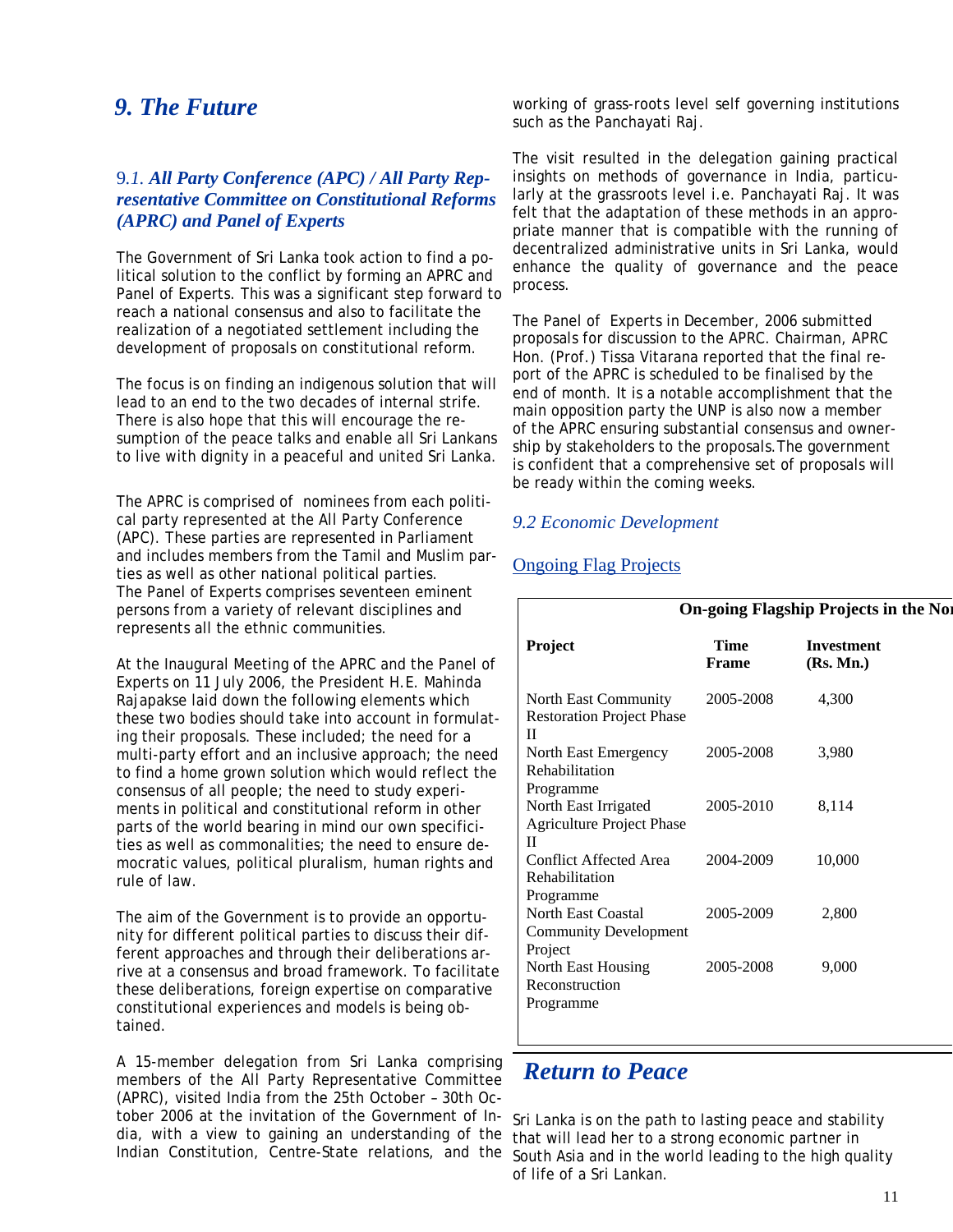# 9. The Future

## 9.1. *All Party Conference (APC) / All Party Representative Committee on Constitutional Reforms (APRC) and Panel of Experts*

The Government of Sri Lanka took action to find a political solution to the conflict by forming an APRC and Panel of Experts. This was a significant step forward to reach a national consensus and also to facilitate the realization of a negotiated settlement including the development of proposals on constitutional reform.

The focus is on finding an indigenous solution that will lead to an end to the two decades of internal strife. There is also hope that this will encourage the resumption of the peace talks and enable all Sri Lankans to live with dignity in a peaceful and united Sri Lanka.

The APRC is comprised of nominees from each political party represented at the All Party Conference (APC). These parties are represented in Parliament and includes members from the Tamil and Muslim parties as well as other national political parties.
The Panel of Experts comprises seventeen eminent persons from a variety of relevant disciplines and represents all the ethnic communities.

At the Inaugural Meeting of the APRC and the Panel of Experts on 11 July 2006, the President H.E. Mahinda Rajapakse laid down the following elements which these two bodies should take into account in formulating their proposals. These included; the need for a multi-party effort and an inclusive approach; the need to find a home grown solution which would reflect the consensus of all people; the need to study experiments in political and constitutional reform in other parts of the world bearing in mind our own specificities as well as commonalities; the need to ensure democratic values, political pluralism, human rights and rule of law.

The aim of the Government is to provide an opportunity for different political parties to discuss their different approaches and through their deliberations arrive at a consensus and broad framework. To facilitate these deliberations, foreign expertise on comparative constitutional experiences and models is being obtained.

A 15-member delegation from Sri Lanka comprising members of the All Party Representative Committee (APRC), visited India from the 25th October – 30th October 2006 at the invitation of the Government of India, with a view to gaining an understanding of the Indian Constitution, Centre-State relations, and the working of grass-roots level self governing institutions such as the Panchayati Raj.

The visit resulted in the delegation gaining practical insights on methods of governance in India, particularly at the grassroots level i.e. Panchayati Raj. It was felt that the adaptation of these methods in an appropriate manner that is compatible with the running of decentralized administrative units in Sri Lanka, would enhance the quality of governance and the peace process.

The Panel of Experts in December, 2006 submitted proposals for discussion to the APRC. Chairman, APRC Hon. (Prof.) Tissa Vitarana reported that the final report of the APRC is scheduled to be finalised by the end of month. It is a notable accomplishment that the main opposition party the UNP is also now a member of the APRC ensuring substantial consensus and ownership by stakeholders to the proposals. The government is confident that a comprehensive set of proposals will be ready within the coming weeks.

## *9.2 Economic Development*

Ongoing Flag Projects

**On-going Flagship Projects in the Nor**

| Project | Time Frame | Investment (Rs. Mn.) |
|---|---|---|
| North East Community Restoration Project Phase II | 2005-2008 | 4,300 |
| North East Emergency Rehabilitation Programme | 2005-2008 | 3,980 |
| North East Irrigated Agriculture Project Phase II | 2005-2010 | 8,114 |
| Conflict Affected Area Rehabilitation Programme | 2004-2009 | 10,000 |
| North East Coastal Community Development Project | 2005-2009 | 2,800 |
| North East Housing Reconstruction Programme | 2005-2008 | 9,000 |

## *Return to Peace*

Sri Lanka is on the path to lasting peace and stability that will lead her to a strong economic partner in South Asia and in the world leading to the high quality of life of a Sri Lankan.